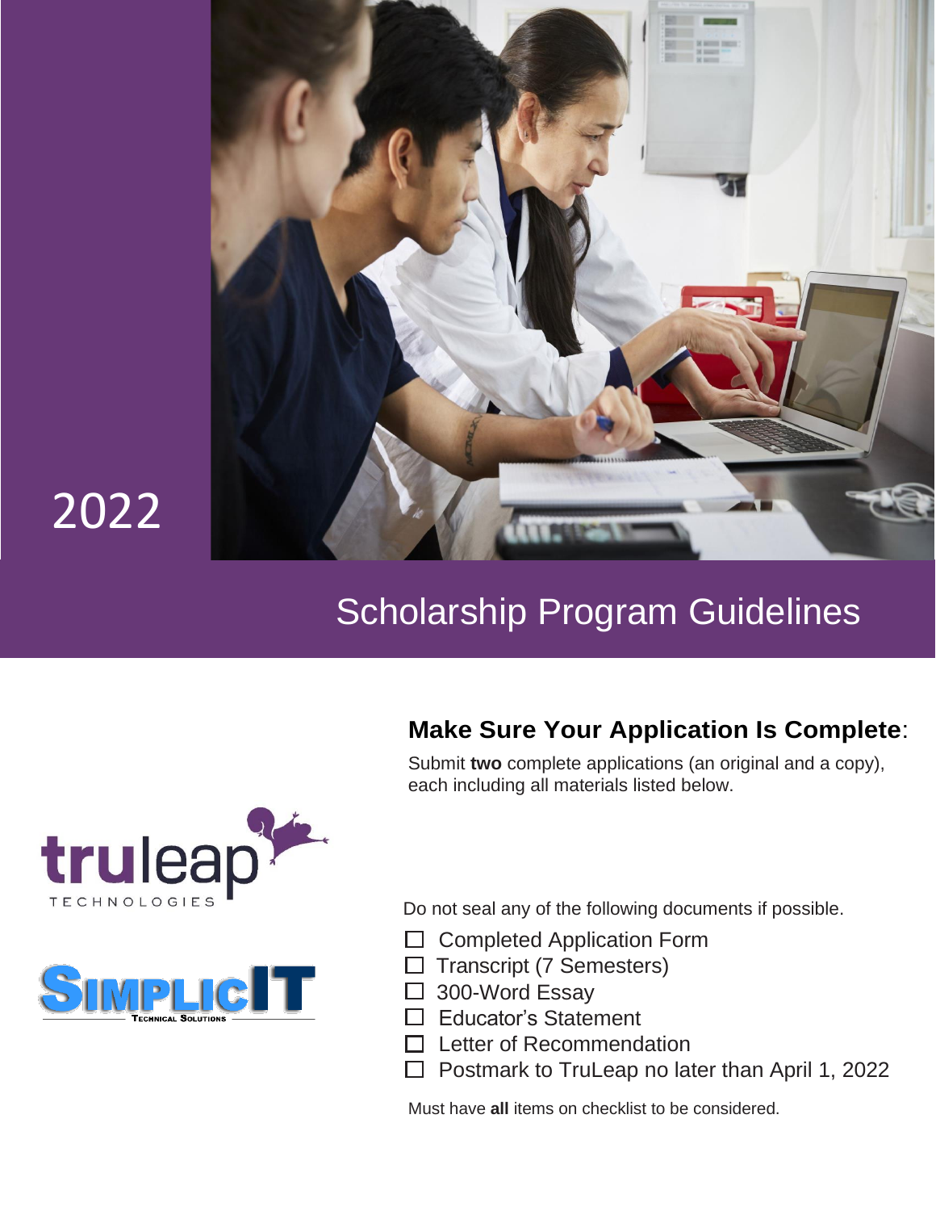2022

# Scholarship Program Guidelines

truleap TECHNOLOGIES

SimplicIT Technical Solutions

## Make Sure Your Application Is Complete:

Submit **two** complete applications (an original and a copy), each including all materials listed below.

Do not seal any of the following documents if possible.

- ☐ Completed Application Form
- ☐ Transcript (7 Semesters)
- ☐ 300-Word Essay
- ☐ Educator's Statement
- ☐ Letter of Recommendation
- ☐ Postmark to TruLeap no later than April 1, 2022

Must have **all** items on checklist to be considered.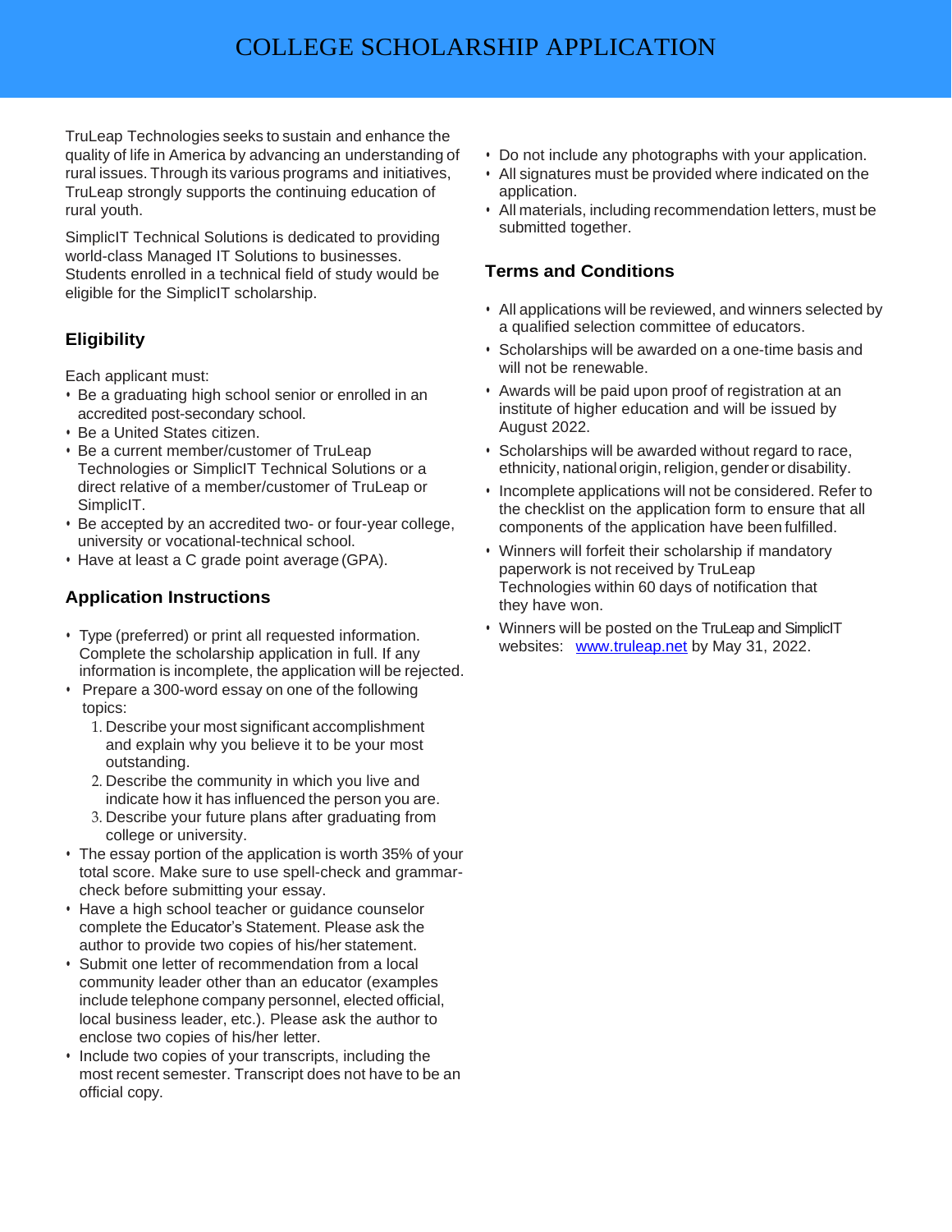# COLLEGE SCHOLARSHIP APPLICATION

TruLeap Technologies seeks to sustain and enhance the quality of life in America by advancing an understanding of rural issues. Through its various programs and initiatives, TruLeap strongly supports the continuing education of rural youth.

SimplicIT Technical Solutions is dedicated to providing world-class Managed IT Solutions to businesses. Students enrolled in a technical field of study would be eligible for the SimplicIT scholarship.

## Eligibility

Each applicant must:

- Be a graduating high school senior or enrolled in an accredited post-secondary school.
- Be a United States citizen.
- Be a current member/customer of TruLeap Technologies or SimplicIT Technical Solutions or a direct relative of a member/customer of TruLeap or SimplicIT.
- Be accepted by an accredited two- or four-year college, university or vocational-technical school.
- Have at least a C grade point average (GPA).

## Application Instructions

- Type (preferred) or print all requested information. Complete the scholarship application in full. If any information is incomplete, the application will be rejected.
- Prepare a 300-word essay on one of the following topics:
  1. Describe your most significant accomplishment and explain why you believe it to be your most outstanding.
  2. Describe the community in which you live and indicate how it has influenced the person you are.
  3. Describe your future plans after graduating from college or university.
- The essay portion of the application is worth 35% of your total score. Make sure to use spell-check and grammar-check before submitting your essay.
- Have a high school teacher or guidance counselor complete the Educator's Statement. Please ask the author to provide two copies of his/her statement.
- Submit one letter of recommendation from a local community leader other than an educator (examples include telephone company personnel, elected official, local business leader, etc.). Please ask the author to enclose two copies of his/her letter.
- Include two copies of your transcripts, including the most recent semester. Transcript does not have to be an official copy.
- Do not include any photographs with your application.
- All signatures must be provided where indicated on the application.
- All materials, including recommendation letters, must be submitted together.

## Terms and Conditions

- All applications will be reviewed, and winners selected by a qualified selection committee of educators.
- Scholarships will be awarded on a one-time basis and will not be renewable.
- Awards will be paid upon proof of registration at an institute of higher education and will be issued by August 2022.
- Scholarships will be awarded without regard to race, ethnicity, national origin, religion, gender or disability.
- Incomplete applications will not be considered. Refer to the checklist on the application form to ensure that all components of the application have been fulfilled.
- Winners will forfeit their scholarship if mandatory paperwork is not received by TruLeap Technologies within 60 days of notification that they have won.
- Winners will be posted on the TruLeap and SimplicIT websites: [www.truleap.net](http://www.truleap.net) by May 31, 2022.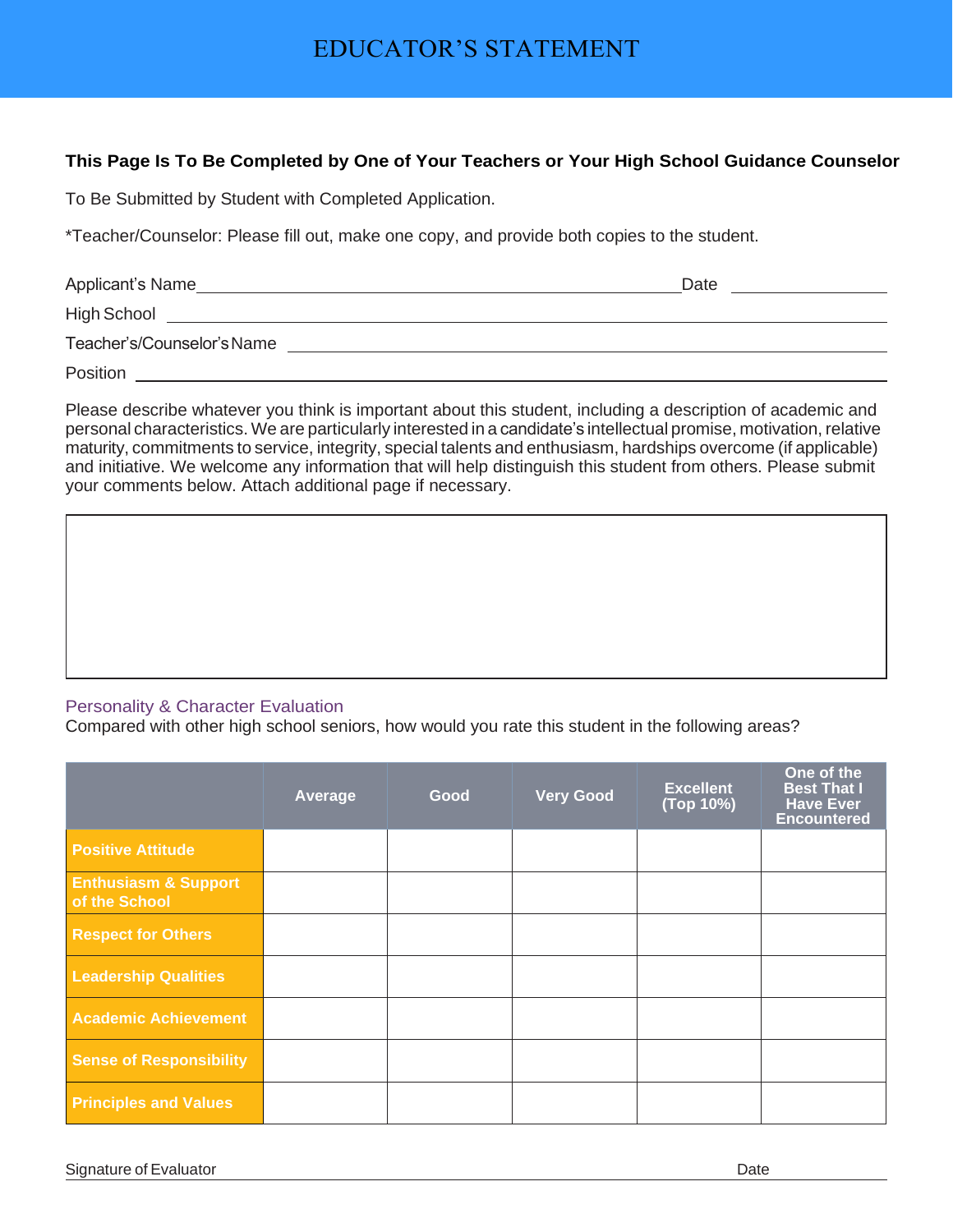# EDUCATOR'S STATEMENT

**This Page Is To Be Completed by One of Your Teachers or Your High School Guidance Counselor**

To Be Submitted by Student with Completed Application.

*Teacher/Counselor: Please fill out, make one copy, and provide both copies to the student.

Applicant's Name_______________________________________________ Date _______________

High School ____________________________________________________________________

Teacher's/Counselor's Name _______________________________________________________

Position ________________________________________________________________________

Please describe whatever you think is important about this student, including a description of academic and personal characteristics. We are particularly interested in a candidate's intellectual promise, motivation, relative maturity, commitments to service, integrity, special talents and enthusiasm, hardships overcome (if applicable) and initiative. We welcome any information that will help distinguish this student from others. Please submit your comments below. Attach additional page if necessary.

| |
|---|
| |

## Personality & Character Evaluation

Compared with other high school seniors, how would you rate this student in the following areas?

| | Average | Good | Very Good | Excellent (Top 10%) | One of the Best That I Have Ever Encountered |
|---|---|---|---|---|---|
| **Positive Attitude** | | | | | |
| **Enthusiasm & Support of the School** | | | | | |
| **Respect for Others** | | | | | |
| **Leadership Qualities** | | | | | |
| **Academic Achievement** | | | | | |
| **Sense of Responsibility** | | | | | |
| **Principles and Values** | | | | | |

Signature of Evaluator _______________________________________________ Date _______________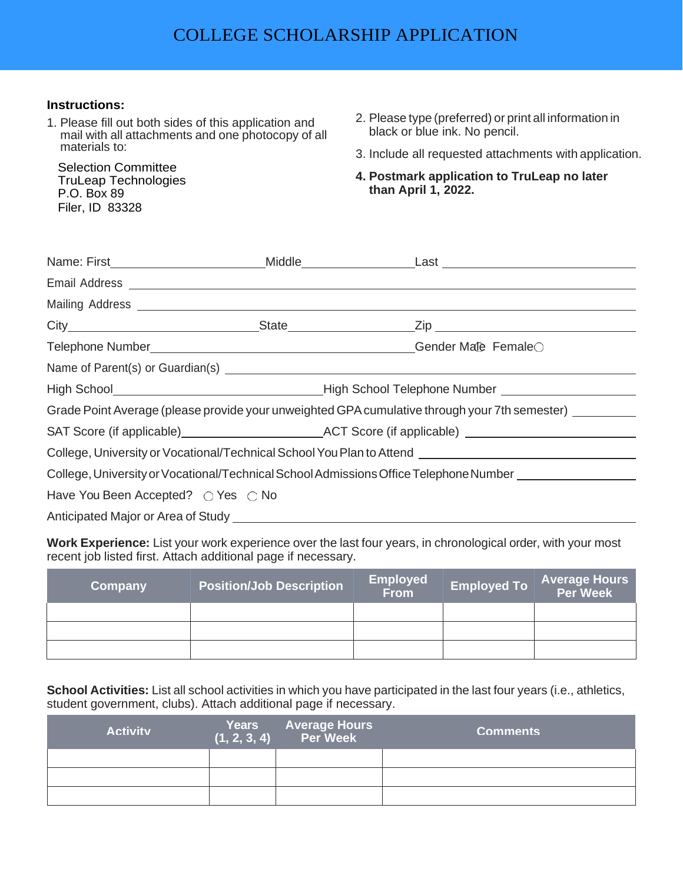# COLLEGE SCHOLARSHIP APPLICATION

**Instructions:**

1. Please fill out both sides of this application and mail with all attachments and one photocopy of all materials to:

   Selection Committee
   TruLeap Technologies
   P.O. Box 89
   Filer, ID 83328

2. Please type (preferred) or print all information in black or blue ink. No pencil.
3. Include all requested attachments with application.
4. **Postmark application to TruLeap no later than April 1, 2022.**

Name: First_______________ Middle_______________ Last _______________

Email Address _______________________________________________

Mailing Address _______________________________________________

City_______________ State_______________ Zip _______________

Telephone Number_______________________________ Gender Male ◯ Female ◯

Name of Parent(s) or Guardian(s) _______________________________________________

High School_______________________ High School Telephone Number _______________

Grade Point Average (please provide your unweighted GPA cumulative through your 7th semester) __________

SAT Score (if applicable)_______________ ACT Score (if applicable) _______________

College, University or Vocational/Technical School You Plan to Attend _______________________

College, University or Vocational/Technical School Admissions Office Telephone Number _______________

Have You Been Accepted? ◯ Yes ◯ No

Anticipated Major or Area of Study _______________________________________________

**Work Experience:** List your work experience over the last four years, in chronological order, with your most recent job listed first. Attach additional page if necessary.

| Company | Position/Job Description | Employed From | Employed To | Average Hours Per Week |
|---|---|---|---|---|
| | | | | |
| | | | | |
| | | | | |

**School Activities:** List all school activities in which you have participated in the last four years (i.e., athletics, student government, clubs). Attach additional page if necessary.

| Activity | Years (1, 2, 3, 4) | Average Hours Per Week | Comments |
|---|---|---|---|
| | | | |
| | | | |
| | | | |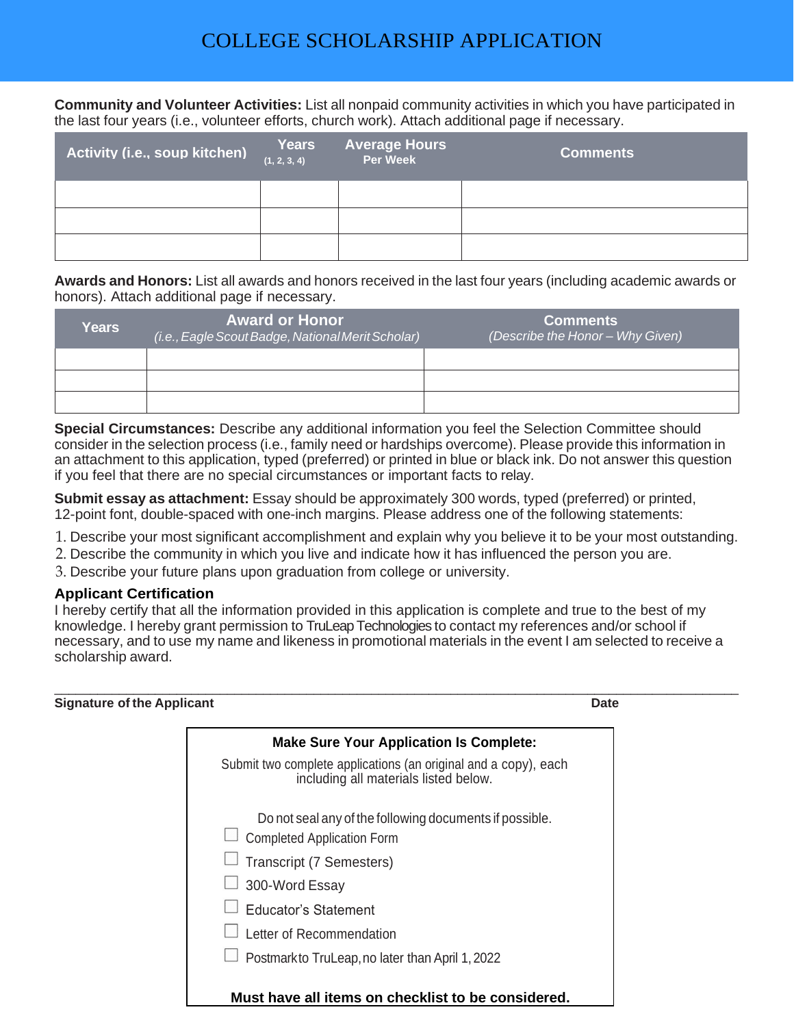# COLLEGE SCHOLARSHIP APPLICATION

**Community and Volunteer Activities:** List all nonpaid community activities in which you have participated in the last four years (i.e., volunteer efforts, church work). Attach additional page if necessary.

| Activity (i.e., soup kitchen) | Years (1, 2, 3, 4) | Average Hours Per Week | Comments |
|---|---|---|---|
| | | | |
| | | | |
| | | | |

**Awards and Honors:** List all awards and honors received in the last four years (including academic awards or honors). Attach additional page if necessary.

| Years | Award or Honor *(i.e., Eagle Scout Badge, National Merit Scholar)* | Comments *(Describe the Honor – Why Given)* |
|---|---|---|
| | | |
| | | |
| | | |

**Special Circumstances:** Describe any additional information you feel the Selection Committee should consider in the selection process (i.e., family need or hardships overcome). Please provide this information in an attachment to this application, typed (preferred) or printed in blue or black ink. Do not answer this question if you feel that there are no special circumstances or important facts to relay.

**Submit essay as attachment:** Essay should be approximately 300 words, typed (preferred) or printed, 12-point font, double-spaced with one-inch margins. Please address one of the following statements:

1. Describe your most significant accomplishment and explain why you believe it to be your most outstanding.
2. Describe the community in which you live and indicate how it has influenced the person you are.
3. Describe your future plans upon graduation from college or university.

**Applicant Certification**

I hereby certify that all the information provided in this application is complete and true to the best of my knowledge. I hereby grant permission to TruLeap Technologies to contact my references and/or school if necessary, and to use my name and likeness in promotional materials in the event I am selected to receive a scholarship award.

\_\_\_\_\_\_\_\_\_\_\_\_\_\_\_\_\_\_\_\_\_\_\_\_\_\_\_\_\_\_\_\_\_\_\_\_\_\_\_\_\_\_\_\_\_\_\_\_\_\_\_\_\_\_\_\_\_\_\_\_\_\_\_\_\_\_\_\_\_\_\_\_

**Signature of the Applicant** **Date**

**Make Sure Your Application Is Complete:**

Submit two complete applications (an original and a copy), each including all materials listed below.

Do not seal any of the following documents if possible.

- ☐ Completed Application Form
- ☐ Transcript (7 Semesters)
- ☐ 300-Word Essay
- ☐ Educator's Statement
- ☐ Letter of Recommendation
- ☐ Postmark to TruLeap, no later than April 1, 2022

**Must have all items on checklist to be considered.**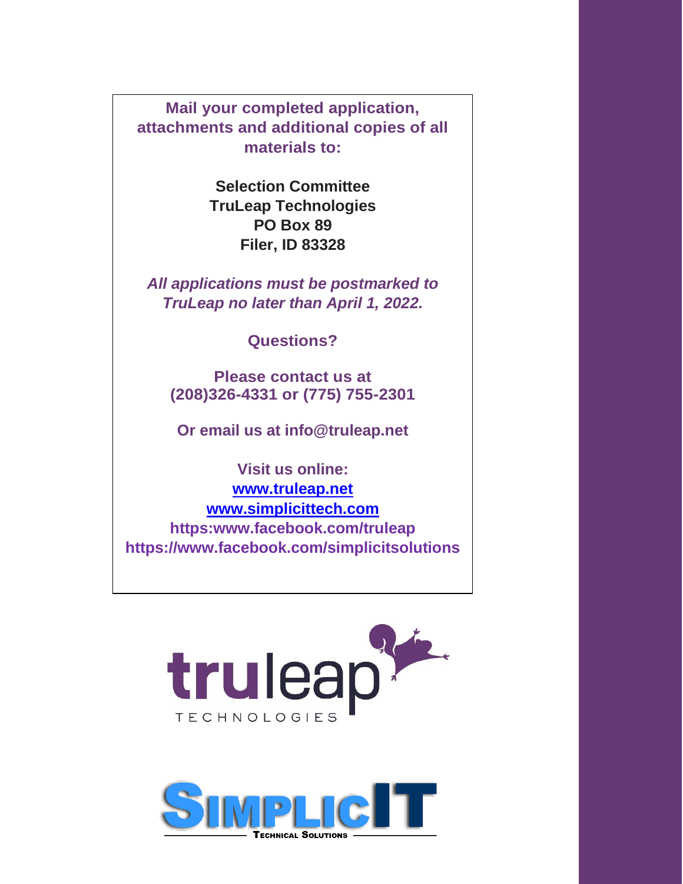**Mail your completed application, attachments and additional copies of all materials to:**

**Selection Committee**
**TruLeap Technologies**
**PO Box 89**
**Filer, ID 83328**

***All applications must be postmarked to TruLeap no later than April 1, 2022.***

**Questions?**

**Please contact us at (208)326-4331 or (775) 755-2301**

**Or email us at info@truleap.net**

**Visit us online:**
**www.truleap.net**
**www.simplicittech.com**
**https:www.facebook.com/truleap**
**https://www.facebook.com/simplicitsolutions**

truleap TECHNOLOGIES

SimplicIT Technical Solutions